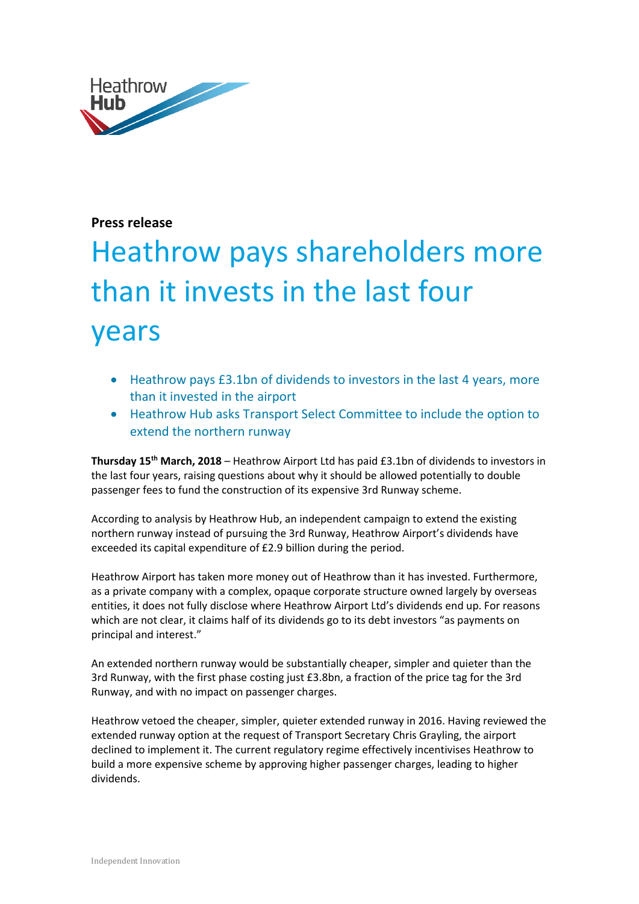Heathrow Hub

**Press release**

# Heathrow pays shareholders more than it invests in the last four years

- Heathrow pays £3.1bn of dividends to investors in the last 4 years, more than it invested in the airport
- Heathrow Hub asks Transport Select Committee to include the option to extend the northern runway

**Thursday 15th March, 2018** – Heathrow Airport Ltd has paid £3.1bn of dividends to investors in the last four years, raising questions about why it should be allowed potentially to double passenger fees to fund the construction of its expensive 3rd Runway scheme.

According to analysis by Heathrow Hub, an independent campaign to extend the existing northern runway instead of pursuing the 3rd Runway, Heathrow Airport's dividends have exceeded its capital expenditure of £2.9 billion during the period.

Heathrow Airport has taken more money out of Heathrow than it has invested. Furthermore, as a private company with a complex, opaque corporate structure owned largely by overseas entities, it does not fully disclose where Heathrow Airport Ltd's dividends end up. For reasons which are not clear, it claims half of its dividends go to its debt investors "as payments on principal and interest."

An extended northern runway would be substantially cheaper, simpler and quieter than the 3rd Runway, with the first phase costing just £3.8bn, a fraction of the price tag for the 3rd Runway, and with no impact on passenger charges.

Heathrow vetoed the cheaper, simpler, quieter extended runway in 2016. Having reviewed the extended runway option at the request of Transport Secretary Chris Grayling, the airport declined to implement it. The current regulatory regime effectively incentivises Heathrow to build a more expensive scheme by approving higher passenger charges, leading to higher dividends.

Independent Innovation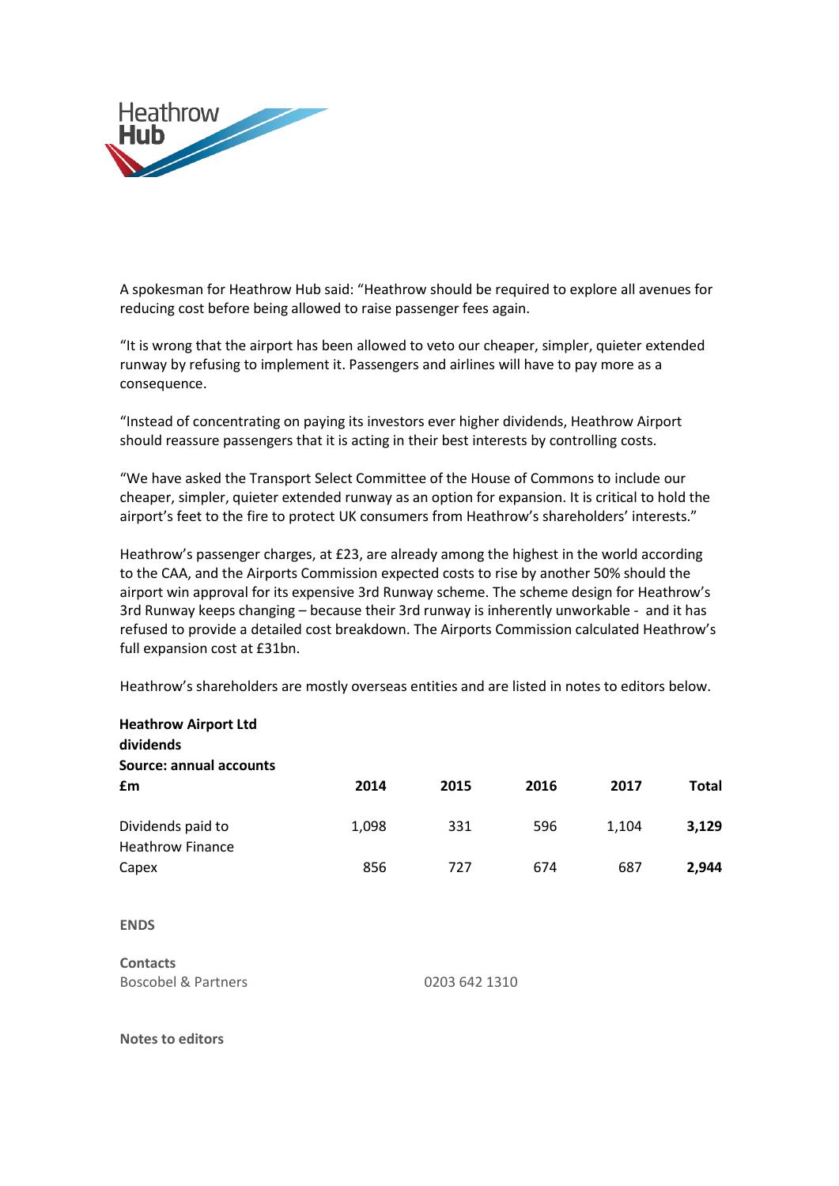A spokesman for Heathrow Hub said: "Heathrow should be required to explore all avenues for reducing cost before being allowed to raise passenger fees again.

"It is wrong that the airport has been allowed to veto our cheaper, simpler, quieter extended runway by refusing to implement it. Passengers and airlines will have to pay more as a consequence.

"Instead of concentrating on paying its investors ever higher dividends, Heathrow Airport should reassure passengers that it is acting in their best interests by controlling costs.

"We have asked the Transport Select Committee of the House of Commons to include our cheaper, simpler, quieter extended runway as an option for expansion. It is critical to hold the airport's feet to the fire to protect UK consumers from Heathrow's shareholders' interests."

Heathrow's passenger charges, at £23, are already among the highest in the world according to the CAA, and the Airports Commission expected costs to rise by another 50% should the airport win approval for its expensive 3rd Runway scheme. The scheme design for Heathrow's 3rd Runway keeps changing – because their 3rd runway is inherently unworkable - and it has refused to provide a detailed cost breakdown. The Airports Commission calculated Heathrow's full expansion cost at £31bn.

Heathrow's shareholders are mostly overseas entities and are listed in notes to editors below.

**Heathrow Airport Ltd dividends**
**Source: annual accounts**

| **£m** | **2014** | **2015** | **2016** | **2017** | **Total** |
|---|---|---|---|---|---|
| Dividends paid to Heathrow Finance | 1,098 | 331 | 596 | 1,104 | **3,129** |
| Capex | 856 | 727 | 674 | 687 | **2,944** |

**ENDS**

**Contacts**
Boscobel & Partners 0203 642 1310

**Notes to editors**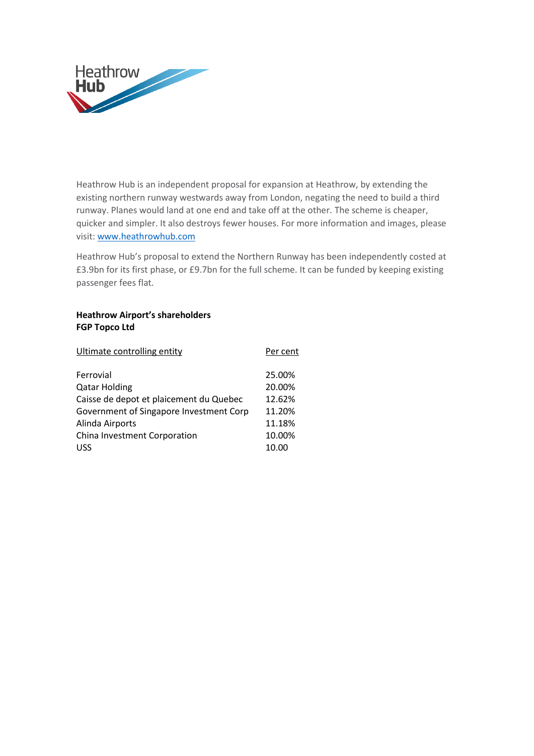Heathrow Hub

Heathrow Hub is an independent proposal for expansion at Heathrow, by extending the existing northern runway westwards away from London, negating the need to build a third runway. Planes would land at one end and take off at the other. The scheme is cheaper, quicker and simpler. It also destroys fewer houses. For more information and images, please visit: [www.heathrowhub.com](http://www.heathrowhub.com)

Heathrow Hub's proposal to extend the Northern Runway has been independently costed at £3.9bn for its first phase, or £9.7bn for the full scheme. It can be funded by keeping existing passenger fees flat.

**Heathrow Airport's shareholders**
**FGP Topco Ltd**

| Ultimate controlling entity | Per cent |
|---|---|
| Ferrovial | 25.00% |
| Qatar Holding | 20.00% |
| Caisse de depot et plaicement du Quebec | 12.62% |
| Government of Singapore Investment Corp | 11.20% |
| Alinda Airports | 11.18% |
| China Investment Corporation | 10.00% |
| USS | 10.00 |